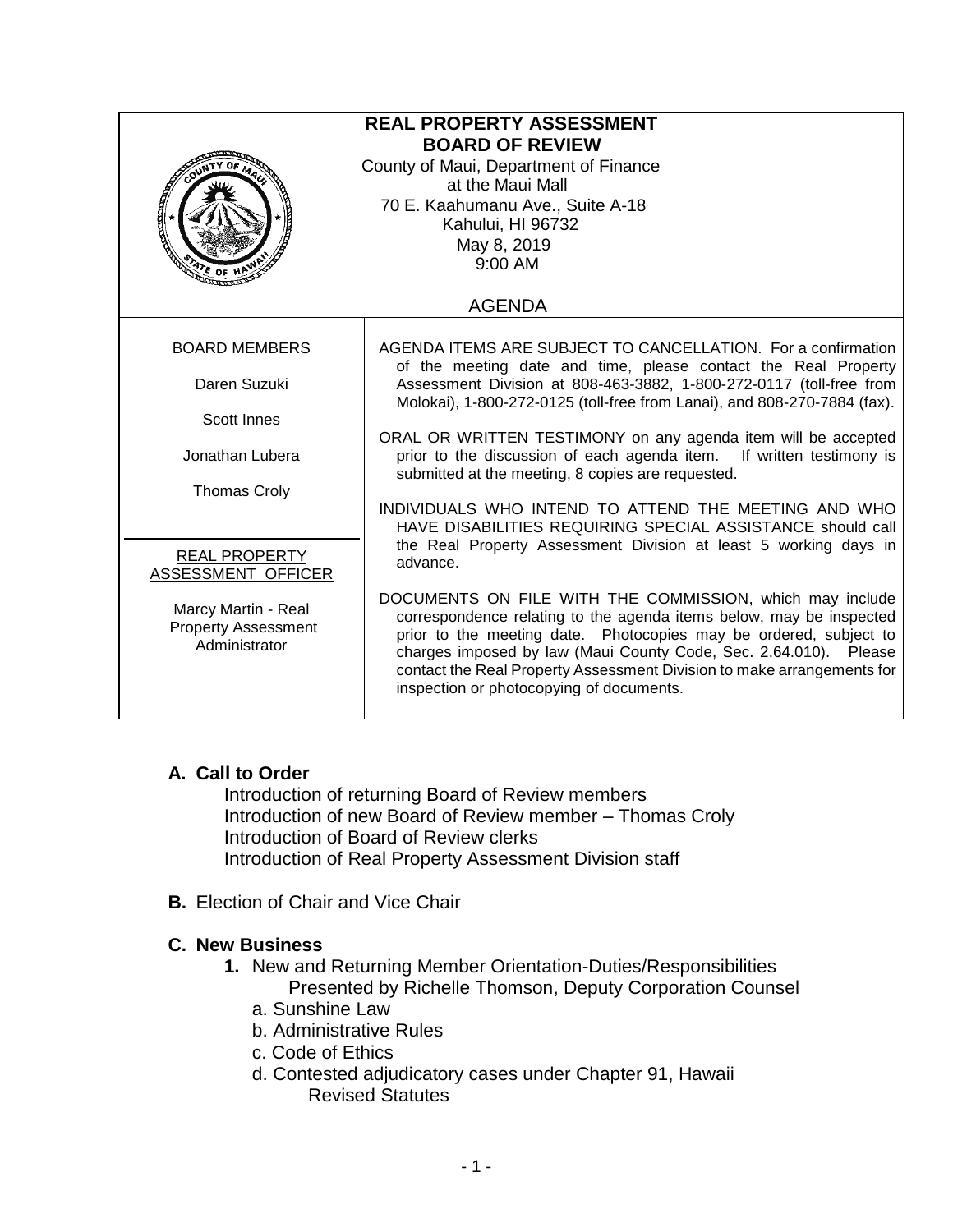# REAL PROPERTY ASSESSMENT BOARD OF REVIEW

County of Maui, Department of Finance
at the Maui Mall
70 E. Kaahumanu Ave., Suite A-18
Kahului, HI 96732
May 8, 2019
9:00 AM

## AGENDA

**BOARD MEMBERS**

Daren Suzuki

Scott Innes

Jonathan Lubera

Thomas Croly

**REAL PROPERTY ASSESSMENT OFFICER**

Marcy Martin - Real Property Assessment Administrator

AGENDA ITEMS ARE SUBJECT TO CANCELLATION. For a confirmation of the meeting date and time, please contact the Real Property Assessment Division at 808-463-3882, 1-800-272-0117 (toll-free from Molokai), 1-800-272-0125 (toll-free from Lanai), and 808-270-7884 (fax).

ORAL OR WRITTEN TESTIMONY on any agenda item will be accepted prior to the discussion of each agenda item. If written testimony is submitted at the meeting, 8 copies are requested.

INDIVIDUALS WHO INTEND TO ATTEND THE MEETING AND WHO HAVE DISABILITIES REQUIRING SPECIAL ASSISTANCE should call the Real Property Assessment Division at least 5 working days in advance.

DOCUMENTS ON FILE WITH THE COMMISSION, which may include correspondence relating to the agenda items below, may be inspected prior to the meeting date. Photocopies may be ordered, subject to charges imposed by law (Maui County Code, Sec. 2.64.010). Please contact the Real Property Assessment Division to make arrangements for inspection or photocopying of documents.

**A. Call to Order**

Introduction of returning Board of Review members
Introduction of new Board of Review member – Thomas Croly
Introduction of Board of Review clerks
Introduction of Real Property Assessment Division staff

**B.** Election of Chair and Vice Chair

**C. New Business**

**1.** New and Returning Member Orientation-Duties/Responsibilities
Presented by Richelle Thomson, Deputy Corporation Counsel

a. Sunshine Law
b. Administrative Rules
c. Code of Ethics
d. Contested adjudicatory cases under Chapter 91, Hawaii Revised Statutes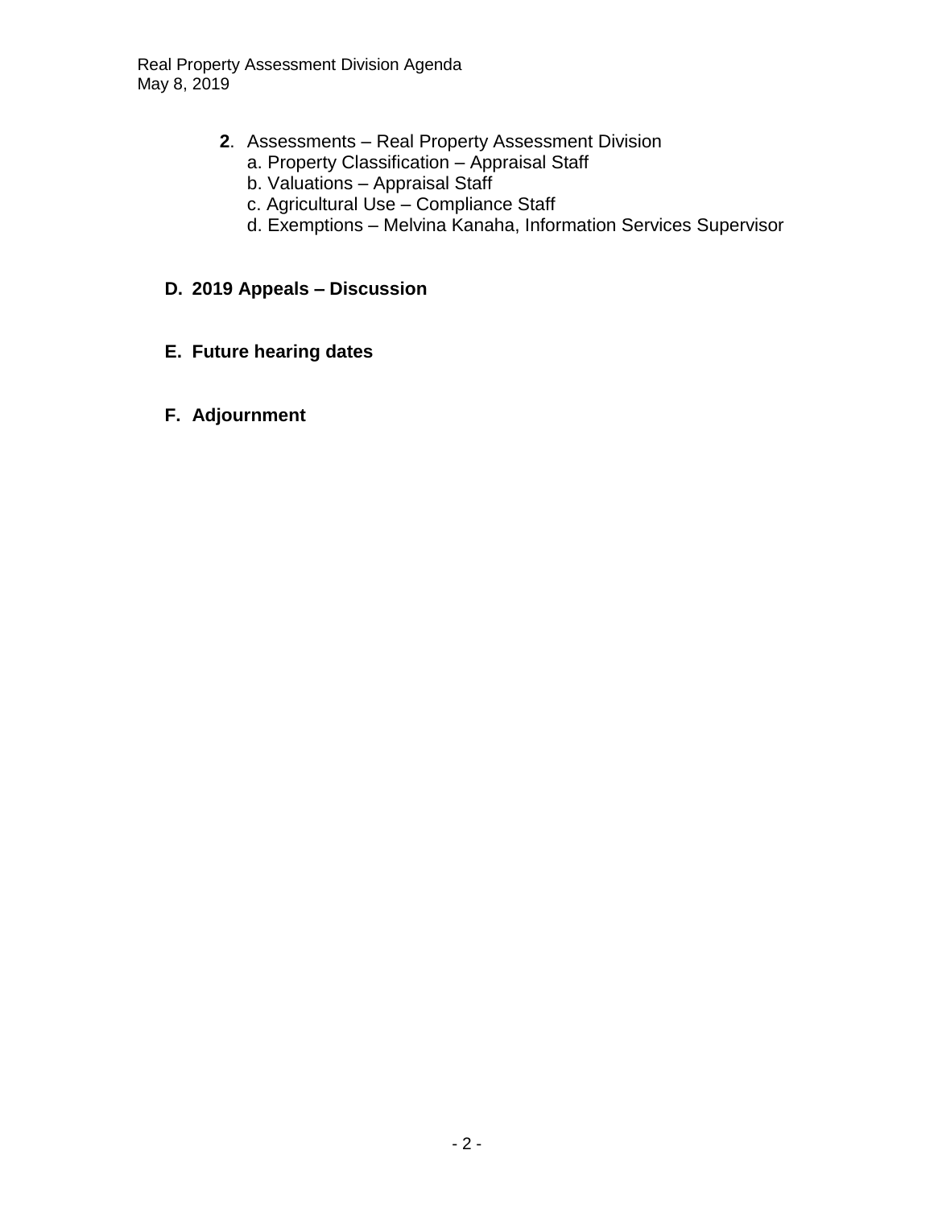**2**. Assessments – Real Property Assessment Division
- a. Property Classification – Appraisal Staff
- b. Valuations – Appraisal Staff
- c. Agricultural Use – Compliance Staff
- d. Exemptions – Melvina Kanaha, Information Services Supervisor

**D. 2019 Appeals – Discussion**

**E. Future hearing dates**

**F. Adjournment**